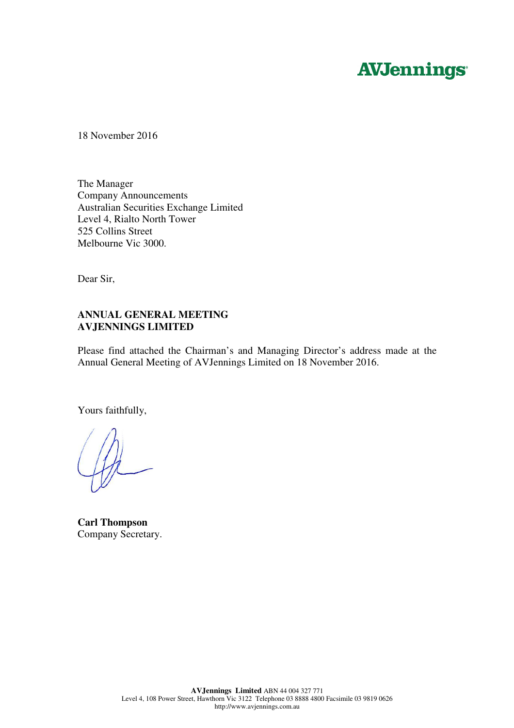**AVJennings**

18 November 2016

The Manager
Company Announcements
Australian Securities Exchange Limited
Level 4, Rialto North Tower
525 Collins Street
Melbourne Vic 3000.

Dear Sir,

**ANNUAL GENERAL MEETING**
**AVJENNINGS LIMITED**

Please find attached the Chairman's and Managing Director's address made at the Annual General Meeting of AVJennings Limited on 18 November 2016.

Yours faithfully,

**Carl Thompson**
Company Secretary.

**AVJennings Limited** ABN 44 004 327 771
Level 4, 108 Power Street, Hawthorn Vic 3122 Telephone 03 8888 4800 Facsimile 03 9819 0626
http://www.avjennings.com.au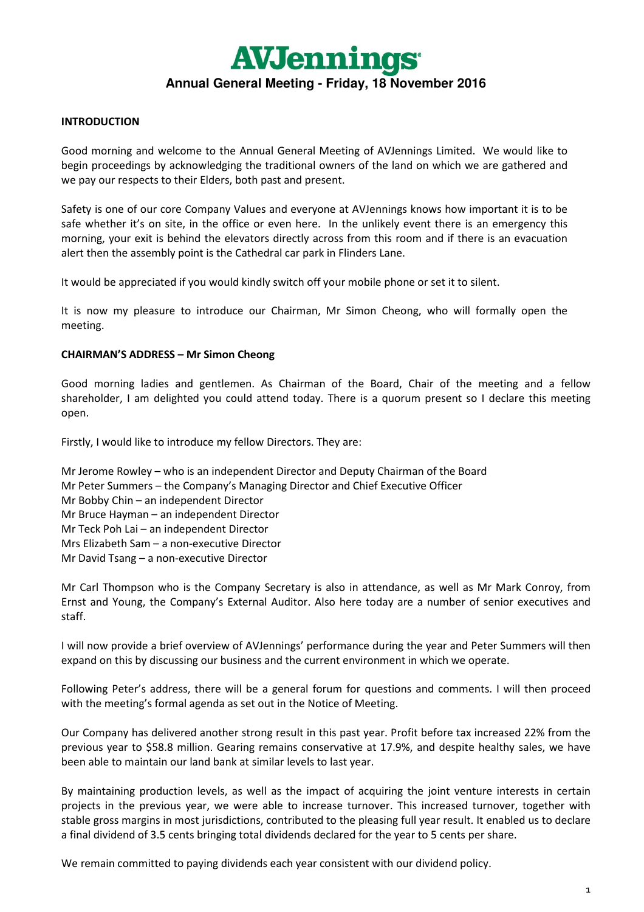# AVJennings

**Annual General Meeting - Friday, 18 November 2016**

**INTRODUCTION**

Good morning and welcome to the Annual General Meeting of AVJennings Limited. We would like to begin proceedings by acknowledging the traditional owners of the land on which we are gathered and we pay our respects to their Elders, both past and present.

Safety is one of our core Company Values and everyone at AVJennings knows how important it is to be safe whether it's on site, in the office or even here. In the unlikely event there is an emergency this morning, your exit is behind the elevators directly across from this room and if there is an evacuation alert then the assembly point is the Cathedral car park in Flinders Lane.

It would be appreciated if you would kindly switch off your mobile phone or set it to silent.

It is now my pleasure to introduce our Chairman, Mr Simon Cheong, who will formally open the meeting.

**CHAIRMAN'S ADDRESS – Mr Simon Cheong**

Good morning ladies and gentlemen. As Chairman of the Board, Chair of the meeting and a fellow shareholder, I am delighted you could attend today. There is a quorum present so I declare this meeting open.

Firstly, I would like to introduce my fellow Directors. They are:

Mr Jerome Rowley – who is an independent Director and Deputy Chairman of the Board
Mr Peter Summers – the Company's Managing Director and Chief Executive Officer
Mr Bobby Chin – an independent Director
Mr Bruce Hayman – an independent Director
Mr Teck Poh Lai – an independent Director
Mrs Elizabeth Sam – a non-executive Director
Mr David Tsang – a non-executive Director

Mr Carl Thompson who is the Company Secretary is also in attendance, as well as Mr Mark Conroy, from Ernst and Young, the Company's External Auditor. Also here today are a number of senior executives and staff.

I will now provide a brief overview of AVJennings' performance during the year and Peter Summers will then expand on this by discussing our business and the current environment in which we operate.

Following Peter's address, there will be a general forum for questions and comments. I will then proceed with the meeting's formal agenda as set out in the Notice of Meeting.

Our Company has delivered another strong result in this past year. Profit before tax increased 22% from the previous year to $58.8 million. Gearing remains conservative at 17.9%, and despite healthy sales, we have been able to maintain our land bank at similar levels to last year.

By maintaining production levels, as well as the impact of acquiring the joint venture interests in certain projects in the previous year, we were able to increase turnover. This increased turnover, together with stable gross margins in most jurisdictions, contributed to the pleasing full year result. It enabled us to declare a final dividend of 3.5 cents bringing total dividends declared for the year to 5 cents per share.

We remain committed to paying dividends each year consistent with our dividend policy.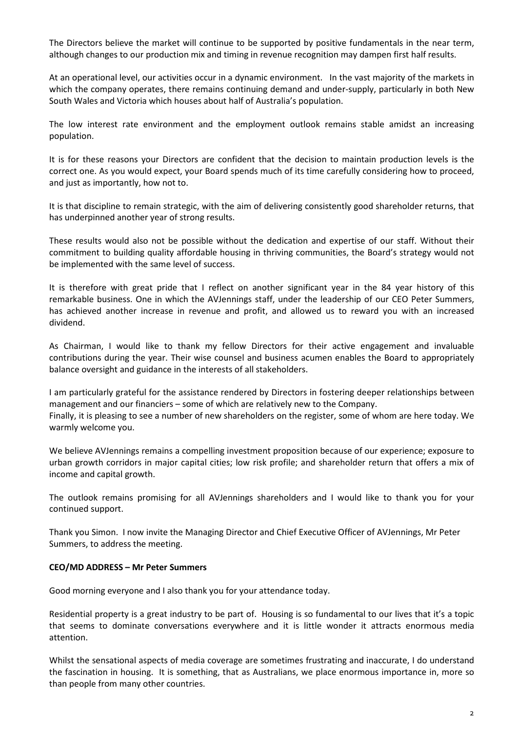The Directors believe the market will continue to be supported by positive fundamentals in the near term, although changes to our production mix and timing in revenue recognition may dampen first half results.

At an operational level, our activities occur in a dynamic environment. In the vast majority of the markets in which the company operates, there remains continuing demand and under-supply, particularly in both New South Wales and Victoria which houses about half of Australia's population.

The low interest rate environment and the employment outlook remains stable amidst an increasing population.

It is for these reasons your Directors are confident that the decision to maintain production levels is the correct one. As you would expect, your Board spends much of its time carefully considering how to proceed, and just as importantly, how not to.

It is that discipline to remain strategic, with the aim of delivering consistently good shareholder returns, that has underpinned another year of strong results.

These results would also not be possible without the dedication and expertise of our staff. Without their commitment to building quality affordable housing in thriving communities, the Board's strategy would not be implemented with the same level of success.

It is therefore with great pride that I reflect on another significant year in the 84 year history of this remarkable business. One in which the AVJennings staff, under the leadership of our CEO Peter Summers, has achieved another increase in revenue and profit, and allowed us to reward you with an increased dividend.

As Chairman, I would like to thank my fellow Directors for their active engagement and invaluable contributions during the year. Their wise counsel and business acumen enables the Board to appropriately balance oversight and guidance in the interests of all stakeholders.

I am particularly grateful for the assistance rendered by Directors in fostering deeper relationships between management and our financiers – some of which are relatively new to the Company.
Finally, it is pleasing to see a number of new shareholders on the register, some of whom are here today. We warmly welcome you.

We believe AVJennings remains a compelling investment proposition because of our experience; exposure to urban growth corridors in major capital cities; low risk profile; and shareholder return that offers a mix of income and capital growth.

The outlook remains promising for all AVJennings shareholders and I would like to thank you for your continued support.

Thank you Simon. I now invite the Managing Director and Chief Executive Officer of AVJennings, Mr Peter Summers, to address the meeting.

**CEO/MD ADDRESS – Mr Peter Summers**

Good morning everyone and I also thank you for your attendance today.

Residential property is a great industry to be part of. Housing is so fundamental to our lives that it's a topic that seems to dominate conversations everywhere and it is little wonder it attracts enormous media attention.

Whilst the sensational aspects of media coverage are sometimes frustrating and inaccurate, I do understand the fascination in housing. It is something, that as Australians, we place enormous importance in, more so than people from many other countries.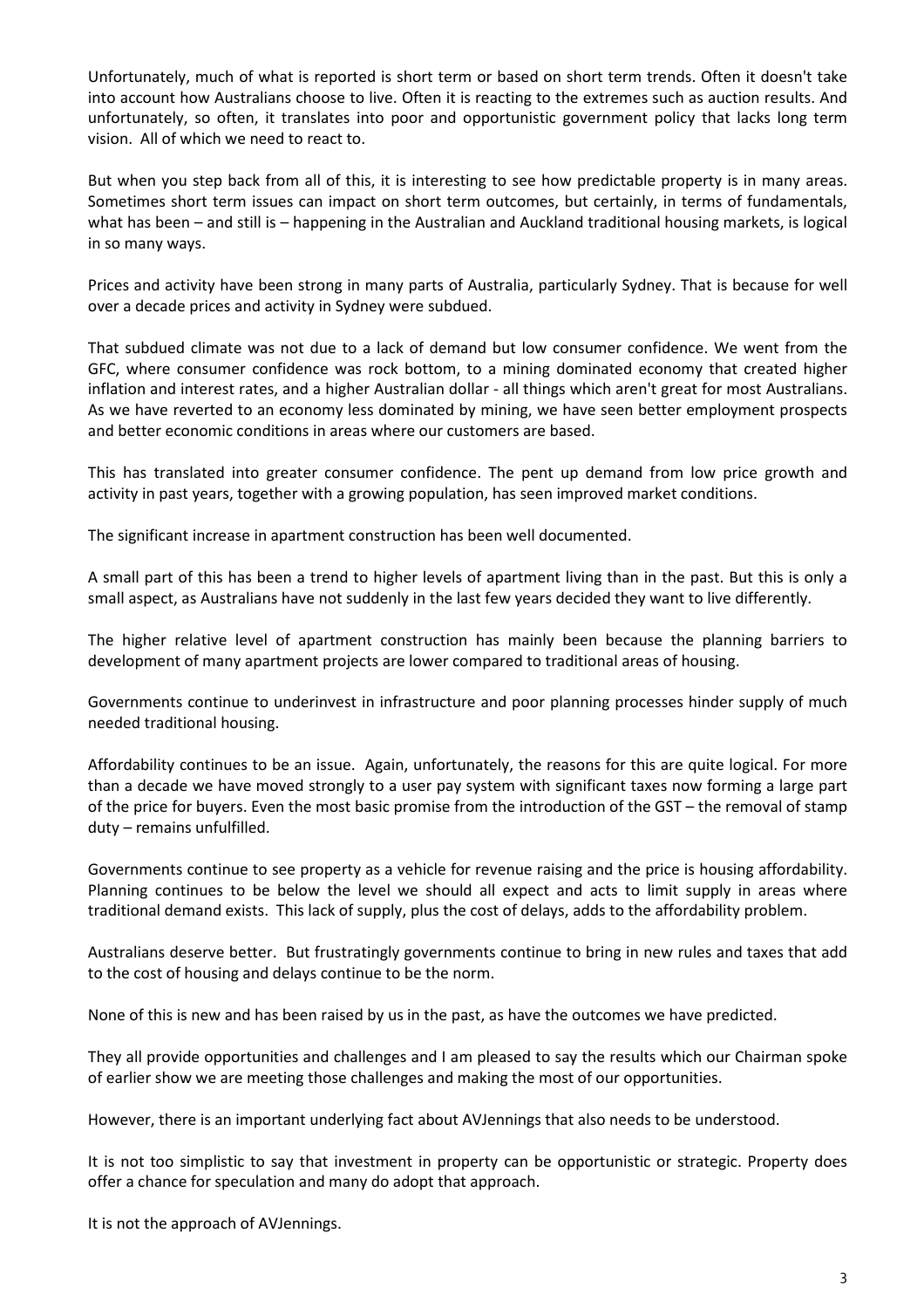Unfortunately, much of what is reported is short term or based on short term trends. Often it doesn't take into account how Australians choose to live. Often it is reacting to the extremes such as auction results. And unfortunately, so often, it translates into poor and opportunistic government policy that lacks long term vision. All of which we need to react to.

But when you step back from all of this, it is interesting to see how predictable property is in many areas. Sometimes short term issues can impact on short term outcomes, but certainly, in terms of fundamentals, what has been – and still is – happening in the Australian and Auckland traditional housing markets, is logical in so many ways.

Prices and activity have been strong in many parts of Australia, particularly Sydney. That is because for well over a decade prices and activity in Sydney were subdued.

That subdued climate was not due to a lack of demand but low consumer confidence. We went from the GFC, where consumer confidence was rock bottom, to a mining dominated economy that created higher inflation and interest rates, and a higher Australian dollar - all things which aren't great for most Australians. As we have reverted to an economy less dominated by mining, we have seen better employment prospects and better economic conditions in areas where our customers are based.

This has translated into greater consumer confidence. The pent up demand from low price growth and activity in past years, together with a growing population, has seen improved market conditions.

The significant increase in apartment construction has been well documented.

A small part of this has been a trend to higher levels of apartment living than in the past. But this is only a small aspect, as Australians have not suddenly in the last few years decided they want to live differently.

The higher relative level of apartment construction has mainly been because the planning barriers to development of many apartment projects are lower compared to traditional areas of housing.

Governments continue to underinvest in infrastructure and poor planning processes hinder supply of much needed traditional housing.

Affordability continues to be an issue. Again, unfortunately, the reasons for this are quite logical. For more than a decade we have moved strongly to a user pay system with significant taxes now forming a large part of the price for buyers. Even the most basic promise from the introduction of the GST – the removal of stamp duty – remains unfulfilled.

Governments continue to see property as a vehicle for revenue raising and the price is housing affordability. Planning continues to be below the level we should all expect and acts to limit supply in areas where traditional demand exists. This lack of supply, plus the cost of delays, adds to the affordability problem.

Australians deserve better. But frustratingly governments continue to bring in new rules and taxes that add to the cost of housing and delays continue to be the norm.

None of this is new and has been raised by us in the past, as have the outcomes we have predicted.

They all provide opportunities and challenges and I am pleased to say the results which our Chairman spoke of earlier show we are meeting those challenges and making the most of our opportunities.

However, there is an important underlying fact about AVJennings that also needs to be understood.

It is not too simplistic to say that investment in property can be opportunistic or strategic. Property does offer a chance for speculation and many do adopt that approach.

It is not the approach of AVJennings.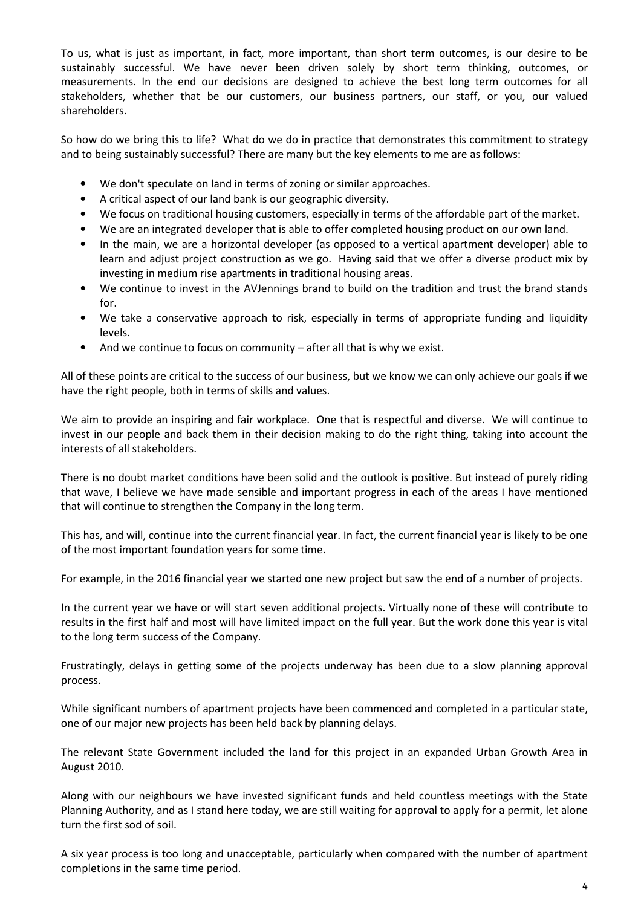To us, what is just as important, in fact, more important, than short term outcomes, is our desire to be sustainably successful. We have never been driven solely by short term thinking, outcomes, or measurements. In the end our decisions are designed to achieve the best long term outcomes for all stakeholders, whether that be our customers, our business partners, our staff, or you, our valued shareholders.

So how do we bring this to life? What do we do in practice that demonstrates this commitment to strategy and to being sustainably successful? There are many but the key elements to me are as follows:

- We don't speculate on land in terms of zoning or similar approaches.
- A critical aspect of our land bank is our geographic diversity.
- We focus on traditional housing customers, especially in terms of the affordable part of the market.
- We are an integrated developer that is able to offer completed housing product on our own land.
- In the main, we are a horizontal developer (as opposed to a vertical apartment developer) able to learn and adjust project construction as we go. Having said that we offer a diverse product mix by investing in medium rise apartments in traditional housing areas.
- We continue to invest in the AVJennings brand to build on the tradition and trust the brand stands for.
- We take a conservative approach to risk, especially in terms of appropriate funding and liquidity levels.
- And we continue to focus on community – after all that is why we exist.

All of these points are critical to the success of our business, but we know we can only achieve our goals if we have the right people, both in terms of skills and values.

We aim to provide an inspiring and fair workplace. One that is respectful and diverse. We will continue to invest in our people and back them in their decision making to do the right thing, taking into account the interests of all stakeholders.

There is no doubt market conditions have been solid and the outlook is positive. But instead of purely riding that wave, I believe we have made sensible and important progress in each of the areas I have mentioned that will continue to strengthen the Company in the long term.

This has, and will, continue into the current financial year. In fact, the current financial year is likely to be one of the most important foundation years for some time.

For example, in the 2016 financial year we started one new project but saw the end of a number of projects.

In the current year we have or will start seven additional projects. Virtually none of these will contribute to results in the first half and most will have limited impact on the full year. But the work done this year is vital to the long term success of the Company.

Frustratingly, delays in getting some of the projects underway has been due to a slow planning approval process.

While significant numbers of apartment projects have been commenced and completed in a particular state, one of our major new projects has been held back by planning delays.

The relevant State Government included the land for this project in an expanded Urban Growth Area in August 2010.

Along with our neighbours we have invested significant funds and held countless meetings with the State Planning Authority, and as I stand here today, we are still waiting for approval to apply for a permit, let alone turn the first sod of soil.

A six year process is too long and unacceptable, particularly when compared with the number of apartment completions in the same time period.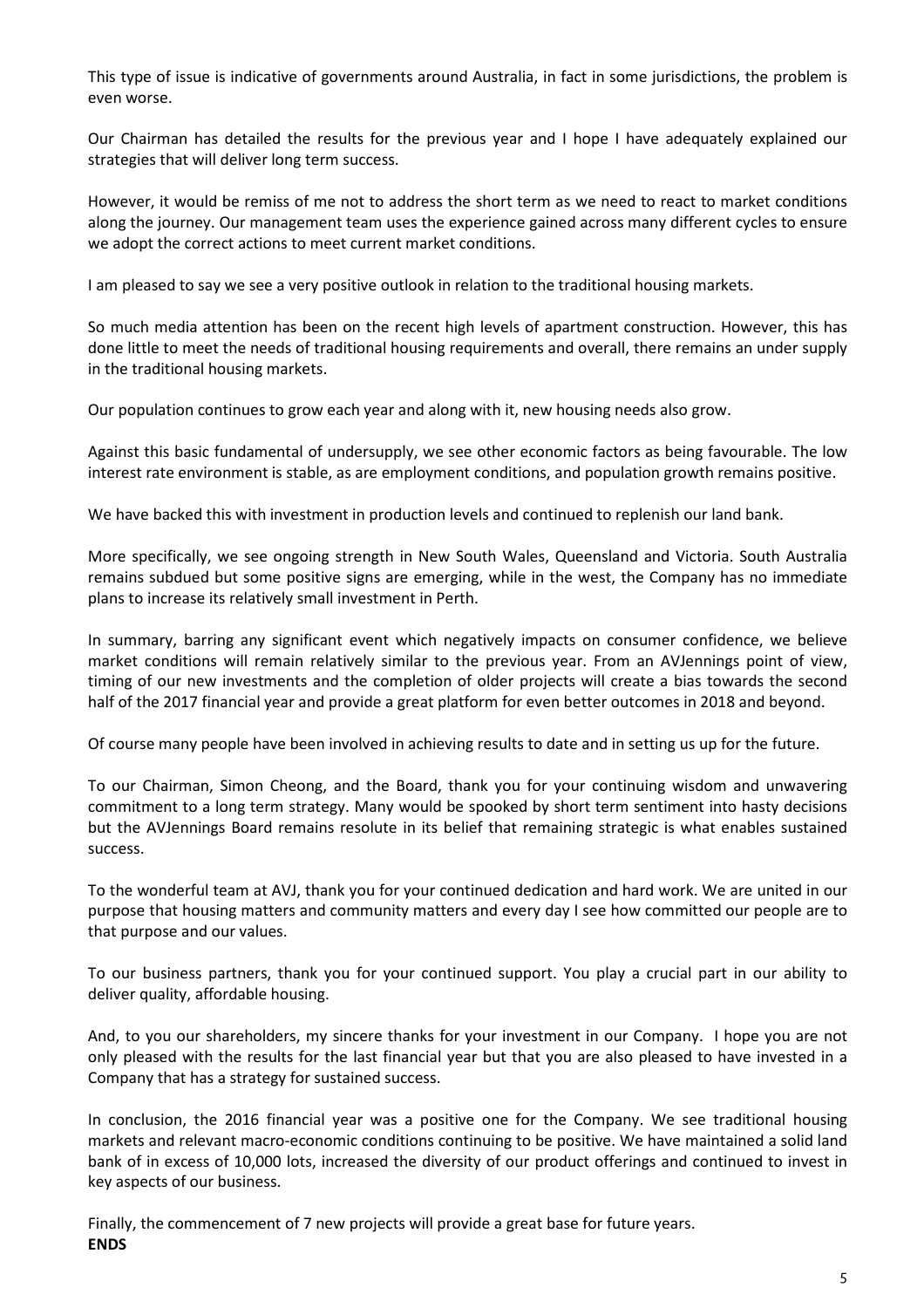This type of issue is indicative of governments around Australia, in fact in some jurisdictions, the problem is even worse.

Our Chairman has detailed the results for the previous year and I hope I have adequately explained our strategies that will deliver long term success.

However, it would be remiss of me not to address the short term as we need to react to market conditions along the journey. Our management team uses the experience gained across many different cycles to ensure we adopt the correct actions to meet current market conditions.

I am pleased to say we see a very positive outlook in relation to the traditional housing markets.

So much media attention has been on the recent high levels of apartment construction. However, this has done little to meet the needs of traditional housing requirements and overall, there remains an under supply in the traditional housing markets.

Our population continues to grow each year and along with it, new housing needs also grow.

Against this basic fundamental of undersupply, we see other economic factors as being favourable. The low interest rate environment is stable, as are employment conditions, and population growth remains positive.

We have backed this with investment in production levels and continued to replenish our land bank.

More specifically, we see ongoing strength in New South Wales, Queensland and Victoria. South Australia remains subdued but some positive signs are emerging, while in the west, the Company has no immediate plans to increase its relatively small investment in Perth.

In summary, barring any significant event which negatively impacts on consumer confidence, we believe market conditions will remain relatively similar to the previous year. From an AVJennings point of view, timing of our new investments and the completion of older projects will create a bias towards the second half of the 2017 financial year and provide a great platform for even better outcomes in 2018 and beyond.

Of course many people have been involved in achieving results to date and in setting us up for the future.

To our Chairman, Simon Cheong, and the Board, thank you for your continuing wisdom and unwavering commitment to a long term strategy. Many would be spooked by short term sentiment into hasty decisions but the AVJennings Board remains resolute in its belief that remaining strategic is what enables sustained success.

To the wonderful team at AVJ, thank you for your continued dedication and hard work. We are united in our purpose that housing matters and community matters and every day I see how committed our people are to that purpose and our values.

To our business partners, thank you for your continued support. You play a crucial part in our ability to deliver quality, affordable housing.

And, to you our shareholders, my sincere thanks for your investment in our Company. I hope you are not only pleased with the results for the last financial year but that you are also pleased to have invested in a Company that has a strategy for sustained success.

In conclusion, the 2016 financial year was a positive one for the Company. We see traditional housing markets and relevant macro-economic conditions continuing to be positive. We have maintained a solid land bank of in excess of 10,000 lots, increased the diversity of our product offerings and continued to invest in key aspects of our business.

Finally, the commencement of 7 new projects will provide a great base for future years.

**ENDS**